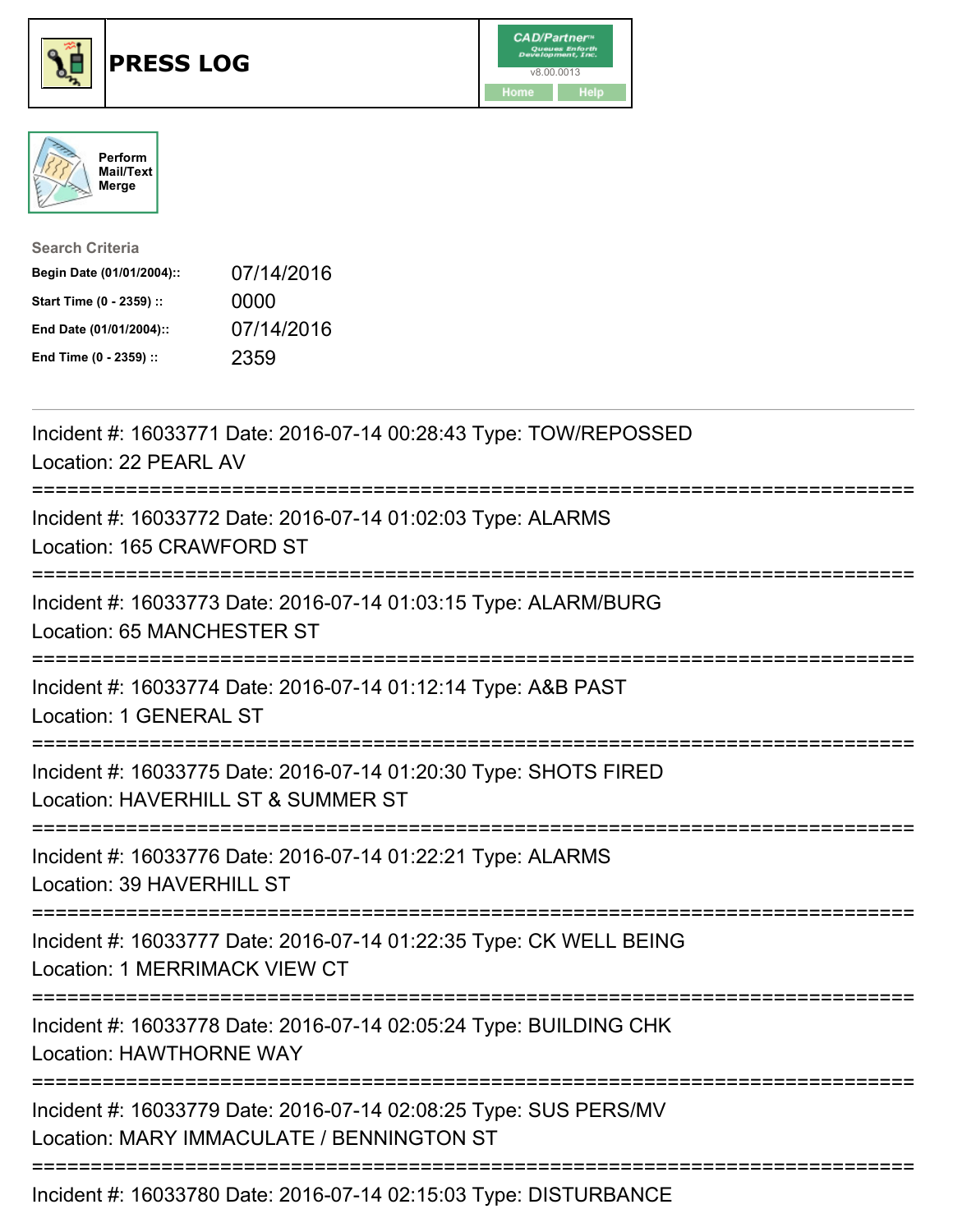# PRESS LOG

Perform Mail/Text Merge

**Search Criteria**

| | |
|---|---|
| **Begin Date (01/01/2004)::** | 07/14/2016 |
| **Start Time (0 - 2359) ::** | 0000 |
| **End Date (01/01/2004)::** | 07/14/2016 |
| **End Time (0 - 2359) ::** | 2359 |

Incident #: 16033771 Date: 2016-07-14 00:28:43 Type: TOW/REPOSSED
Location: 22 PEARL AV

===========================================================================

Incident #: 16033772 Date: 2016-07-14 01:02:03 Type: ALARMS
Location: 165 CRAWFORD ST

===========================================================================

Incident #: 16033773 Date: 2016-07-14 01:03:15 Type: ALARM/BURG
Location: 65 MANCHESTER ST

===========================================================================

Incident #: 16033774 Date: 2016-07-14 01:12:14 Type: A&B PAST
Location: 1 GENERAL ST

===========================================================================

Incident #: 16033775 Date: 2016-07-14 01:20:30 Type: SHOTS FIRED
Location: HAVERHILL ST & SUMMER ST

===========================================================================

Incident #: 16033776 Date: 2016-07-14 01:22:21 Type: ALARMS
Location: 39 HAVERHILL ST

===========================================================================

Incident #: 16033777 Date: 2016-07-14 01:22:35 Type: CK WELL BEING
Location: 1 MERRIMACK VIEW CT

===========================================================================

Incident #: 16033778 Date: 2016-07-14 02:05:24 Type: BUILDING CHK
Location: HAWTHORNE WAY

===========================================================================

Incident #: 16033779 Date: 2016-07-14 02:08:25 Type: SUS PERS/MV
Location: MARY IMMACULATE / BENNINGTON ST

===========================================================================

Incident #: 16033780 Date: 2016-07-14 02:15:03 Type: DISTURBANCE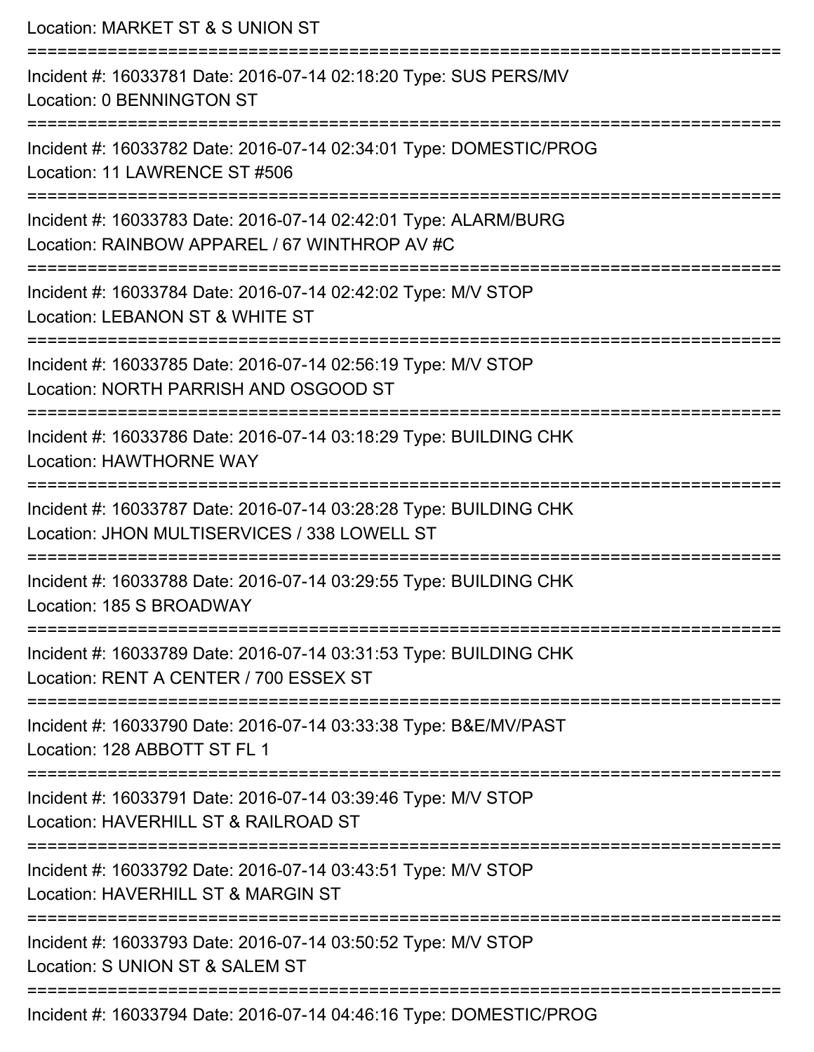Location: MARKET ST & S UNION ST

===========================================================================

Incident #: 16033781 Date: 2016-07-14 02:18:20 Type: SUS PERS/MV
Location: 0 BENNINGTON ST

===========================================================================

Incident #: 16033782 Date: 2016-07-14 02:34:01 Type: DOMESTIC/PROG
Location: 11 LAWRENCE ST #506

===========================================================================

Incident #: 16033783 Date: 2016-07-14 02:42:01 Type: ALARM/BURG
Location: RAINBOW APPAREL / 67 WINTHROP AV #C

===========================================================================

Incident #: 16033784 Date: 2016-07-14 02:42:02 Type: M/V STOP
Location: LEBANON ST & WHITE ST

===========================================================================

Incident #: 16033785 Date: 2016-07-14 02:56:19 Type: M/V STOP
Location: NORTH PARRISH AND OSGOOD ST

===========================================================================

Incident #: 16033786 Date: 2016-07-14 03:18:29 Type: BUILDING CHK
Location: HAWTHORNE WAY

===========================================================================

Incident #: 16033787 Date: 2016-07-14 03:28:28 Type: BUILDING CHK
Location: JHON MULTISERVICES / 338 LOWELL ST

===========================================================================

Incident #: 16033788 Date: 2016-07-14 03:29:55 Type: BUILDING CHK
Location: 185 S BROADWAY

===========================================================================

Incident #: 16033789 Date: 2016-07-14 03:31:53 Type: BUILDING CHK
Location: RENT A CENTER / 700 ESSEX ST

===========================================================================

Incident #: 16033790 Date: 2016-07-14 03:33:38 Type: B&E/MV/PAST
Location: 128 ABBOTT ST FL 1

===========================================================================

Incident #: 16033791 Date: 2016-07-14 03:39:46 Type: M/V STOP
Location: HAVERHILL ST & RAILROAD ST

===========================================================================

Incident #: 16033792 Date: 2016-07-14 03:43:51 Type: M/V STOP
Location: HAVERHILL ST & MARGIN ST

===========================================================================

Incident #: 16033793 Date: 2016-07-14 03:50:52 Type: M/V STOP
Location: S UNION ST & SALEM ST

===========================================================================

Incident #: 16033794 Date: 2016-07-14 04:46:16 Type: DOMESTIC/PROG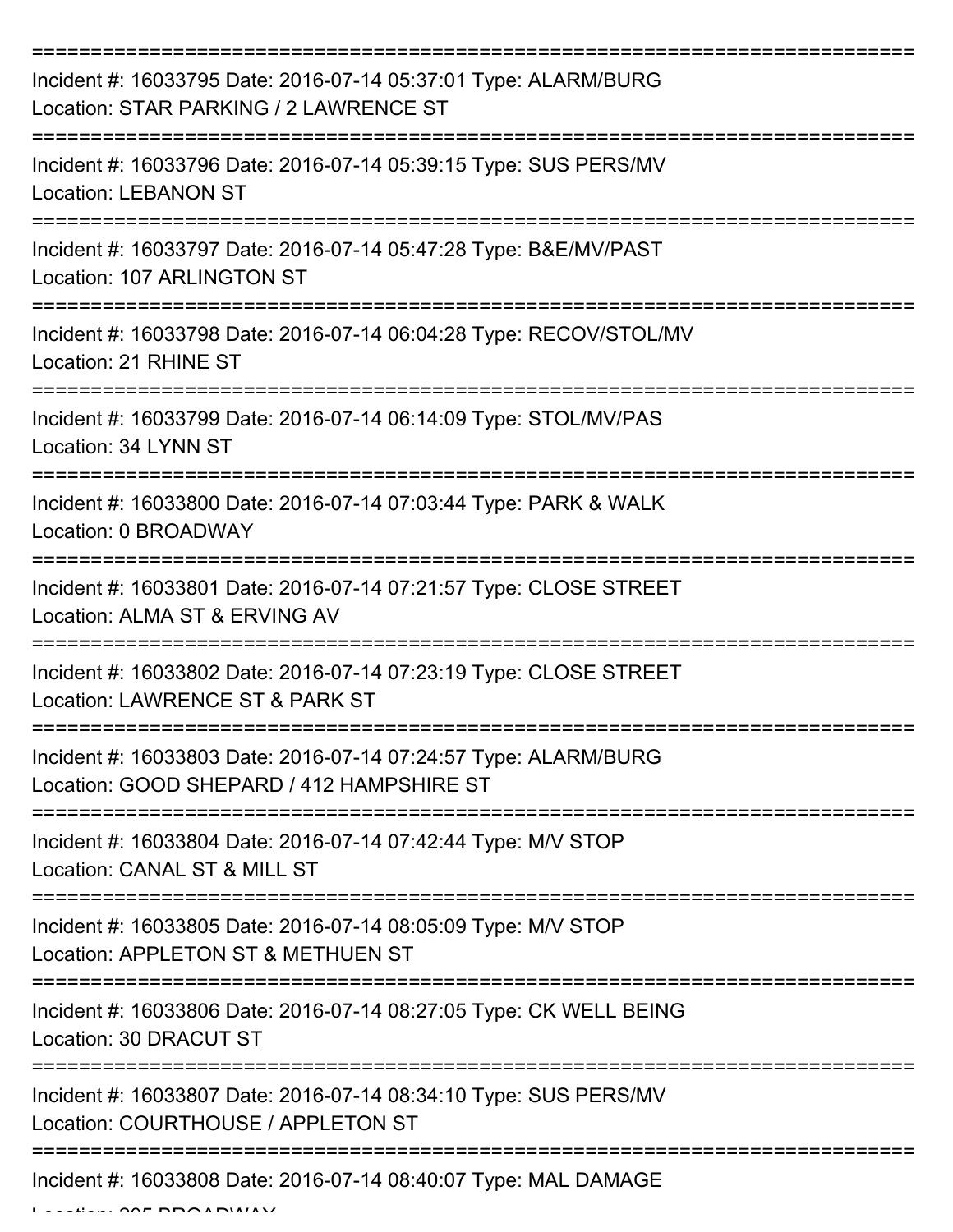===========================================================================

Incident #: 16033795 Date: 2016-07-14 05:37:01 Type: ALARM/BURG
Location: STAR PARKING / 2 LAWRENCE ST

===========================================================================

Incident #: 16033796 Date: 2016-07-14 05:39:15 Type: SUS PERS/MV
Location: LEBANON ST

===========================================================================

Incident #: 16033797 Date: 2016-07-14 05:47:28 Type: B&E/MV/PAST
Location: 107 ARLINGTON ST

===========================================================================

Incident #: 16033798 Date: 2016-07-14 06:04:28 Type: RECOV/STOL/MV
Location: 21 RHINE ST

===========================================================================

Incident #: 16033799 Date: 2016-07-14 06:14:09 Type: STOL/MV/PAS
Location: 34 LYNN ST

===========================================================================

Incident #: 16033800 Date: 2016-07-14 07:03:44 Type: PARK & WALK
Location: 0 BROADWAY

===========================================================================

Incident #: 16033801 Date: 2016-07-14 07:21:57 Type: CLOSE STREET
Location: ALMA ST & ERVING AV

===========================================================================

Incident #: 16033802 Date: 2016-07-14 07:23:19 Type: CLOSE STREET
Location: LAWRENCE ST & PARK ST

===========================================================================

Incident #: 16033803 Date: 2016-07-14 07:24:57 Type: ALARM/BURG
Location: GOOD SHEPARD / 412 HAMPSHIRE ST

===========================================================================

Incident #: 16033804 Date: 2016-07-14 07:42:44 Type: M/V STOP
Location: CANAL ST & MILL ST

===========================================================================

Incident #: 16033805 Date: 2016-07-14 08:05:09 Type: M/V STOP
Location: APPLETON ST & METHUEN ST

===========================================================================

Incident #: 16033806 Date: 2016-07-14 08:27:05 Type: CK WELL BEING
Location: 30 DRACUT ST

===========================================================================

Incident #: 16033807 Date: 2016-07-14 08:34:10 Type: SUS PERS/MV
Location: COURTHOUSE / APPLETON ST

===========================================================================

Incident #: 16033808 Date: 2016-07-14 08:40:07 Type: MAL DAMAGE
Location: 205 BROADWAY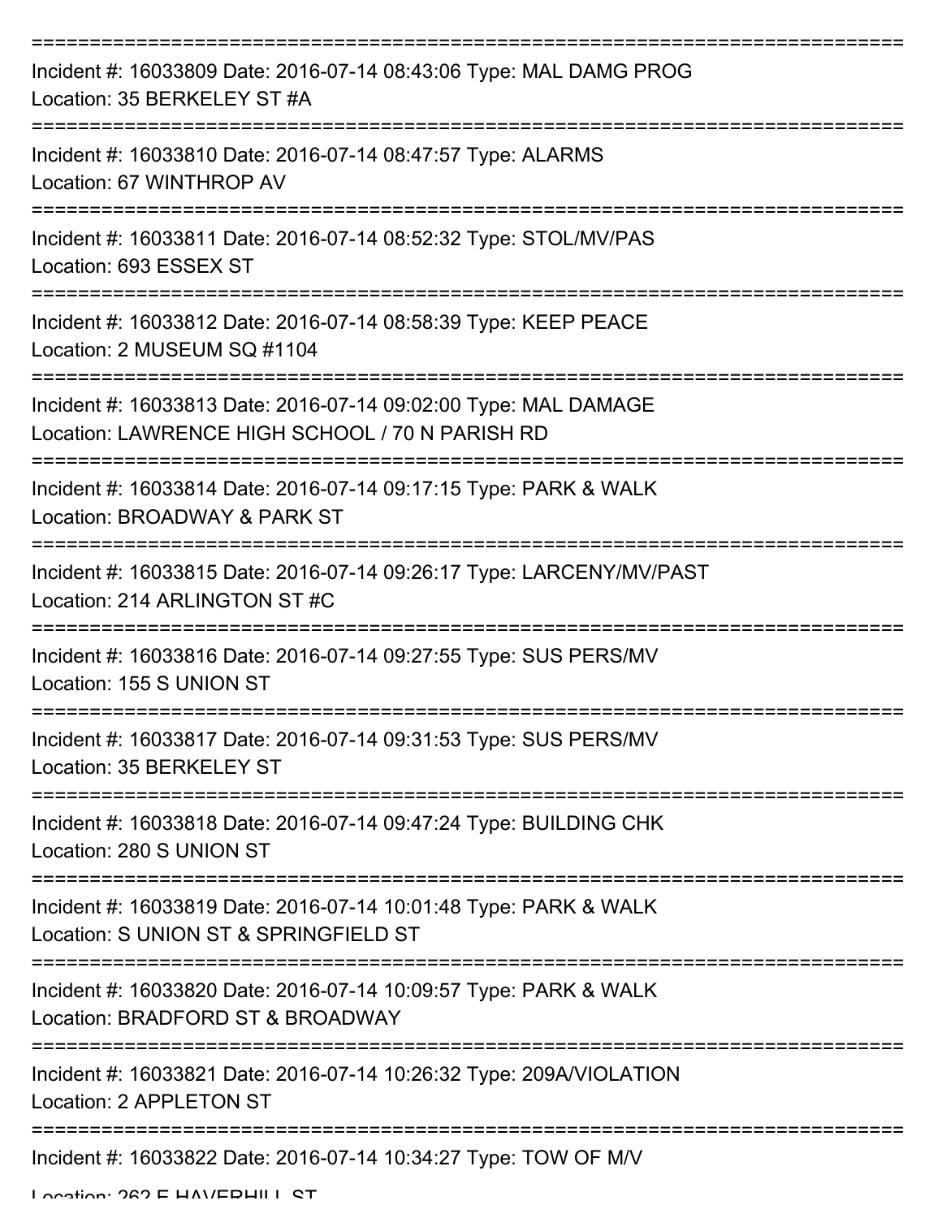===========================================================================

Incident #: 16033809 Date: 2016-07-14 08:43:06 Type: MAL DAMG PROG

Location: 35 BERKELEY ST #A

===========================================================================

Incident #: 16033810 Date: 2016-07-14 08:47:57 Type: ALARMS

Location: 67 WINTHROP AV

===========================================================================

Incident #: 16033811 Date: 2016-07-14 08:52:32 Type: STOL/MV/PAS

Location: 693 ESSEX ST

===========================================================================

Incident #: 16033812 Date: 2016-07-14 08:58:39 Type: KEEP PEACE

Location: 2 MUSEUM SQ #1104

===========================================================================

Incident #: 16033813 Date: 2016-07-14 09:02:00 Type: MAL DAMAGE

Location: LAWRENCE HIGH SCHOOL / 70 N PARISH RD

===========================================================================

Incident #: 16033814 Date: 2016-07-14 09:17:15 Type: PARK & WALK

Location: BROADWAY & PARK ST

===========================================================================

Incident #: 16033815 Date: 2016-07-14 09:26:17 Type: LARCENY/MV/PAST

Location: 214 ARLINGTON ST #C

===========================================================================

Incident #: 16033816 Date: 2016-07-14 09:27:55 Type: SUS PERS/MV

Location: 155 S UNION ST

===========================================================================

Incident #: 16033817 Date: 2016-07-14 09:31:53 Type: SUS PERS/MV

Location: 35 BERKELEY ST

===========================================================================

Incident #: 16033818 Date: 2016-07-14 09:47:24 Type: BUILDING CHK

Location: 280 S UNION ST

===========================================================================

Incident #: 16033819 Date: 2016-07-14 10:01:48 Type: PARK & WALK

Location: S UNION ST & SPRINGFIELD ST

===========================================================================

Incident #: 16033820 Date: 2016-07-14 10:09:57 Type: PARK & WALK

Location: BRADFORD ST & BROADWAY

===========================================================================

Incident #: 16033821 Date: 2016-07-14 10:26:32 Type: 209A/VIOLATION

Location: 2 APPLETON ST

===========================================================================

Incident #: 16033822 Date: 2016-07-14 10:34:27 Type: TOW OF M/V

Location: 262 E HAVERHILL ST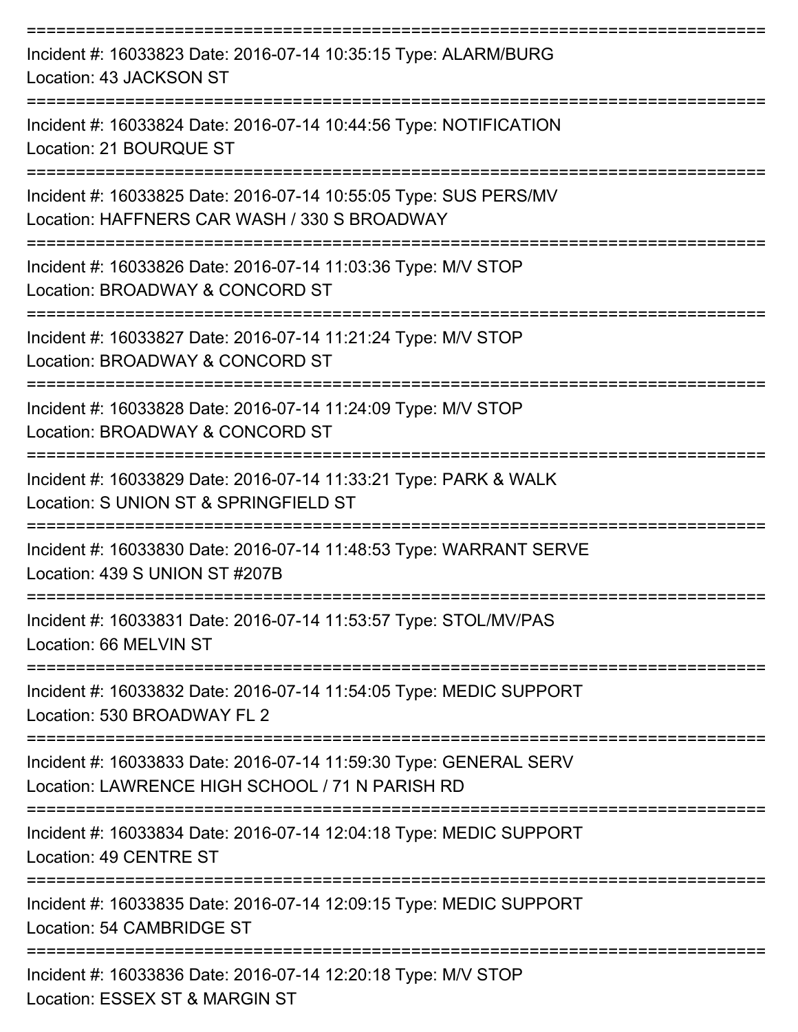===========================================================================
Incident #: 16033823 Date: 2016-07-14 10:35:15 Type: ALARM/BURG
Location: 43 JACKSON ST
===========================================================================
Incident #: 16033824 Date: 2016-07-14 10:44:56 Type: NOTIFICATION
Location: 21 BOURQUE ST
===========================================================================
Incident #: 16033825 Date: 2016-07-14 10:55:05 Type: SUS PERS/MV
Location: HAFFNERS CAR WASH / 330 S BROADWAY
===========================================================================
Incident #: 16033826 Date: 2016-07-14 11:03:36 Type: M/V STOP
Location: BROADWAY & CONCORD ST
===========================================================================
Incident #: 16033827 Date: 2016-07-14 11:21:24 Type: M/V STOP
Location: BROADWAY & CONCORD ST
===========================================================================
Incident #: 16033828 Date: 2016-07-14 11:24:09 Type: M/V STOP
Location: BROADWAY & CONCORD ST
===========================================================================
Incident #: 16033829 Date: 2016-07-14 11:33:21 Type: PARK & WALK
Location: S UNION ST & SPRINGFIELD ST
===========================================================================
Incident #: 16033830 Date: 2016-07-14 11:48:53 Type: WARRANT SERVE
Location: 439 S UNION ST #207B
===========================================================================
Incident #: 16033831 Date: 2016-07-14 11:53:57 Type: STOL/MV/PAS
Location: 66 MELVIN ST
===========================================================================
Incident #: 16033832 Date: 2016-07-14 11:54:05 Type: MEDIC SUPPORT
Location: 530 BROADWAY FL 2
===========================================================================
Incident #: 16033833 Date: 2016-07-14 11:59:30 Type: GENERAL SERV
Location: LAWRENCE HIGH SCHOOL / 71 N PARISH RD
===========================================================================
Incident #: 16033834 Date: 2016-07-14 12:04:18 Type: MEDIC SUPPORT
Location: 49 CENTRE ST
===========================================================================
Incident #: 16033835 Date: 2016-07-14 12:09:15 Type: MEDIC SUPPORT
Location: 54 CAMBRIDGE ST
===========================================================================
Incident #: 16033836 Date: 2016-07-14 12:20:18 Type: M/V STOP
Location: ESSEX ST & MARGIN ST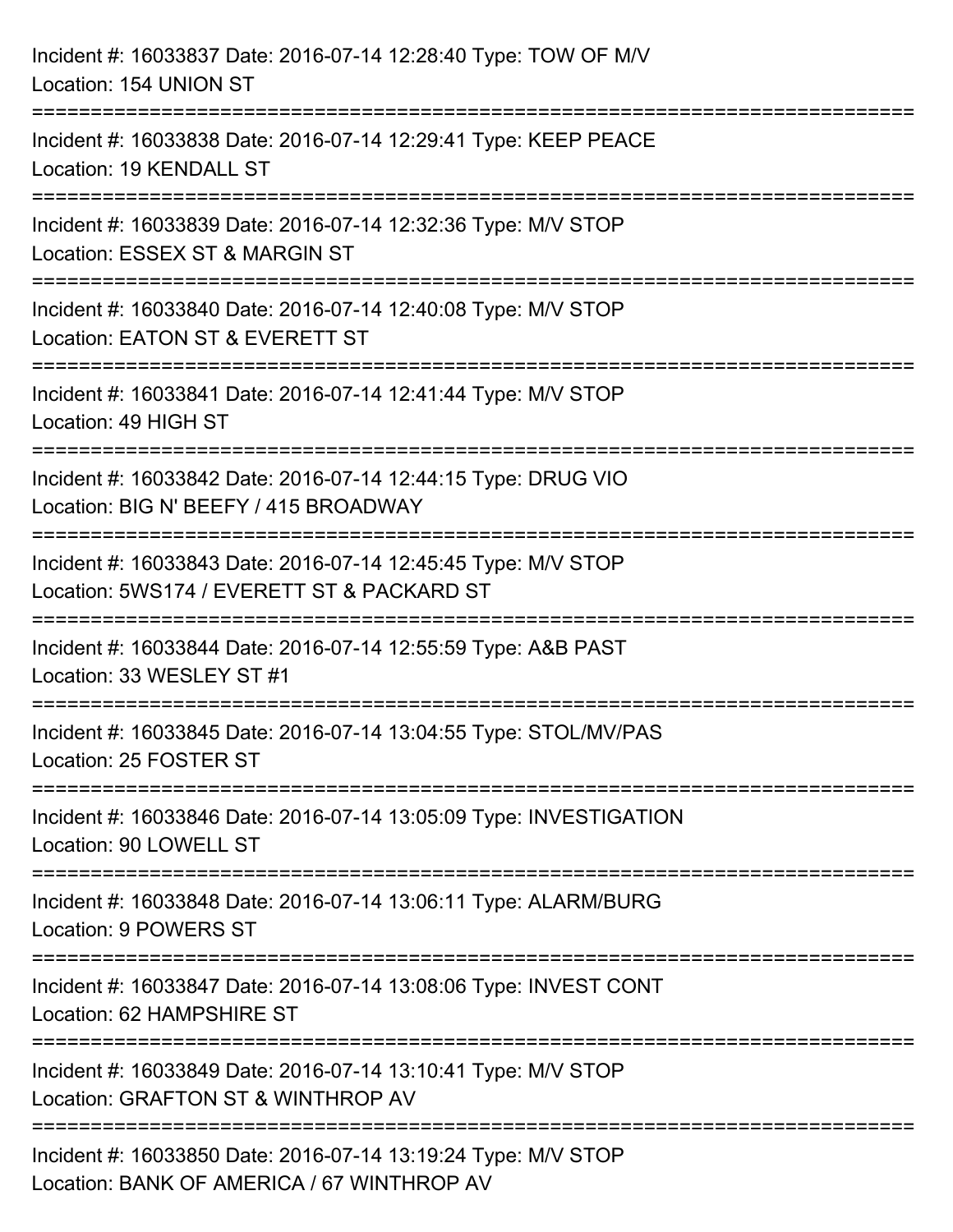Incident #: 16033837 Date: 2016-07-14 12:28:40 Type: TOW OF M/V
Location: 154 UNION ST

===========================================================================

Incident #: 16033838 Date: 2016-07-14 12:29:41 Type: KEEP PEACE
Location: 19 KENDALL ST

===========================================================================

Incident #: 16033839 Date: 2016-07-14 12:32:36 Type: M/V STOP
Location: ESSEX ST & MARGIN ST

===========================================================================

Incident #: 16033840 Date: 2016-07-14 12:40:08 Type: M/V STOP
Location: EATON ST & EVERETT ST

===========================================================================

Incident #: 16033841 Date: 2016-07-14 12:41:44 Type: M/V STOP
Location: 49 HIGH ST

===========================================================================

Incident #: 16033842 Date: 2016-07-14 12:44:15 Type: DRUG VIO
Location: BIG N' BEEFY / 415 BROADWAY

===========================================================================

Incident #: 16033843 Date: 2016-07-14 12:45:45 Type: M/V STOP
Location: 5WS174 / EVERETT ST & PACKARD ST

===========================================================================

Incident #: 16033844 Date: 2016-07-14 12:55:59 Type: A&B PAST
Location: 33 WESLEY ST #1

===========================================================================

Incident #: 16033845 Date: 2016-07-14 13:04:55 Type: STOL/MV/PAS
Location: 25 FOSTER ST

===========================================================================

Incident #: 16033846 Date: 2016-07-14 13:05:09 Type: INVESTIGATION
Location: 90 LOWELL ST

===========================================================================

Incident #: 16033848 Date: 2016-07-14 13:06:11 Type: ALARM/BURG
Location: 9 POWERS ST

===========================================================================

Incident #: 16033847 Date: 2016-07-14 13:08:06 Type: INVEST CONT
Location: 62 HAMPSHIRE ST

===========================================================================

Incident #: 16033849 Date: 2016-07-14 13:10:41 Type: M/V STOP
Location: GRAFTON ST & WINTHROP AV

===========================================================================

Incident #: 16033850 Date: 2016-07-14 13:19:24 Type: M/V STOP
Location: BANK OF AMERICA / 67 WINTHROP AV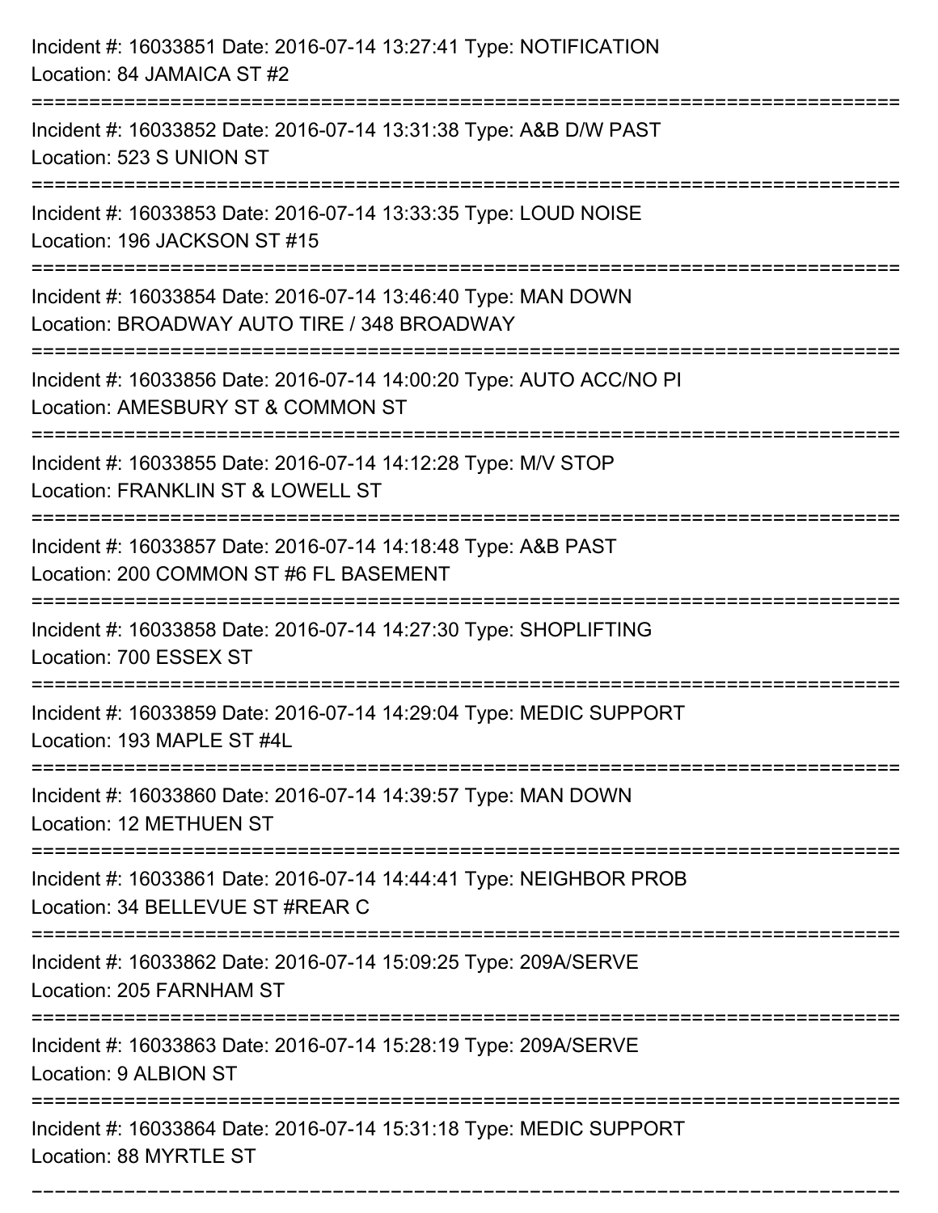Incident #: 16033851 Date: 2016-07-14 13:27:41 Type: NOTIFICATION
Location: 84 JAMAICA ST #2

===========================================================================

Incident #: 16033852 Date: 2016-07-14 13:31:38 Type: A&B D/W PAST
Location: 523 S UNION ST

===========================================================================

Incident #: 16033853 Date: 2016-07-14 13:33:35 Type: LOUD NOISE
Location: 196 JACKSON ST #15

===========================================================================

Incident #: 16033854 Date: 2016-07-14 13:46:40 Type: MAN DOWN
Location: BROADWAY AUTO TIRE / 348 BROADWAY

===========================================================================

Incident #: 16033856 Date: 2016-07-14 14:00:20 Type: AUTO ACC/NO PI
Location: AMESBURY ST & COMMON ST

===========================================================================

Incident #: 16033855 Date: 2016-07-14 14:12:28 Type: M/V STOP
Location: FRANKLIN ST & LOWELL ST

===========================================================================

Incident #: 16033857 Date: 2016-07-14 14:18:48 Type: A&B PAST
Location: 200 COMMON ST #6 FL BASEMENT

===========================================================================

Incident #: 16033858 Date: 2016-07-14 14:27:30 Type: SHOPLIFTING
Location: 700 ESSEX ST

===========================================================================

Incident #: 16033859 Date: 2016-07-14 14:29:04 Type: MEDIC SUPPORT
Location: 193 MAPLE ST #4L

===========================================================================

Incident #: 16033860 Date: 2016-07-14 14:39:57 Type: MAN DOWN
Location: 12 METHUEN ST

===========================================================================

Incident #: 16033861 Date: 2016-07-14 14:44:41 Type: NEIGHBOR PROB
Location: 34 BELLEVUE ST #REAR C

===========================================================================

Incident #: 16033862 Date: 2016-07-14 15:09:25 Type: 209A/SERVE
Location: 205 FARNHAM ST

===========================================================================

Incident #: 16033863 Date: 2016-07-14 15:28:19 Type: 209A/SERVE
Location: 9 ALBION ST

===========================================================================

Incident #: 16033864 Date: 2016-07-14 15:31:18 Type: MEDIC SUPPORT
Location: 88 MYRTLE ST

===========================================================================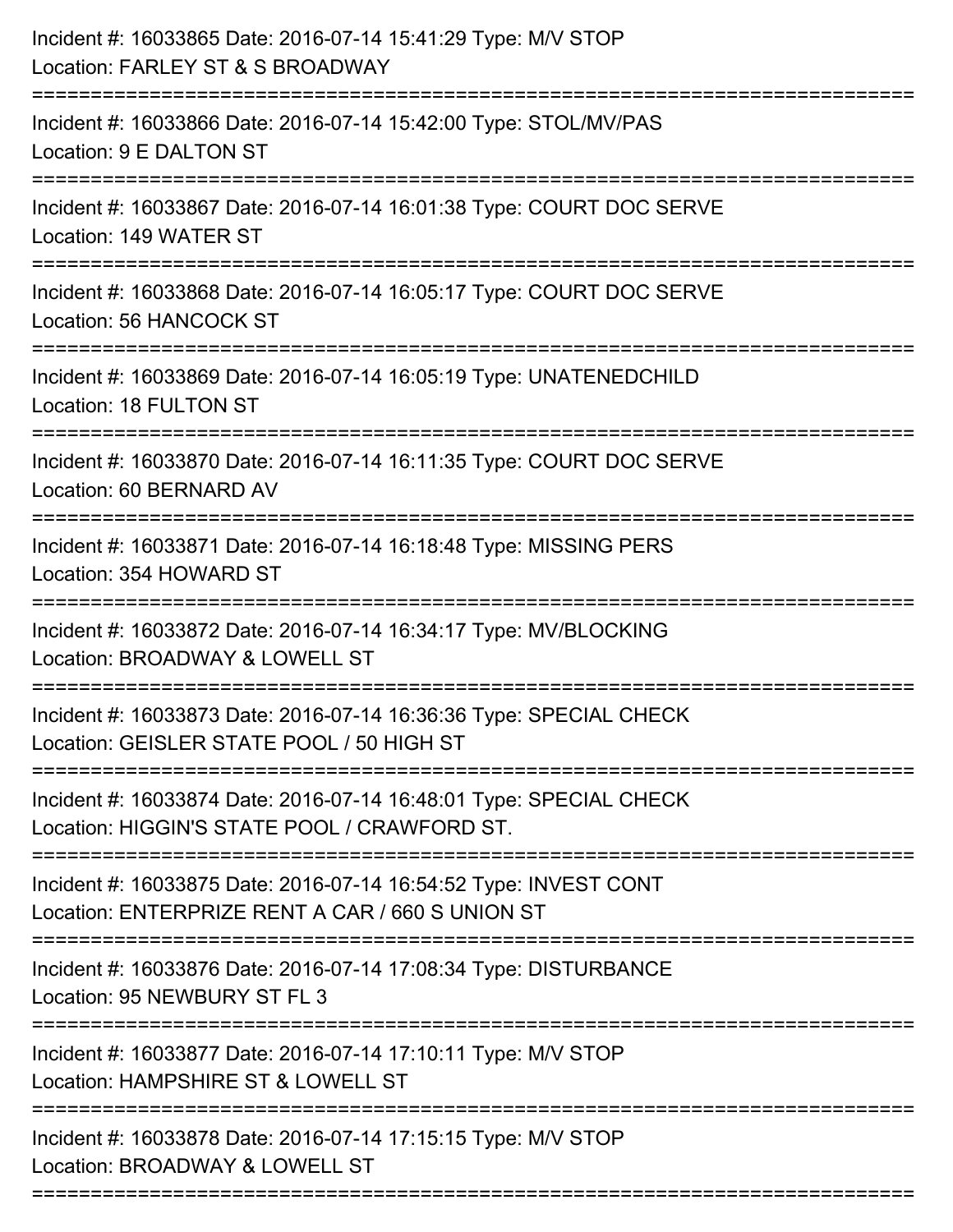Incident #: 16033865 Date: 2016-07-14 15:41:29 Type: M/V STOP
Location: FARLEY ST & S BROADWAY

===========================================================================

Incident #: 16033866 Date: 2016-07-14 15:42:00 Type: STOL/MV/PAS
Location: 9 E DALTON ST

===========================================================================

Incident #: 16033867 Date: 2016-07-14 16:01:38 Type: COURT DOC SERVE
Location: 149 WATER ST

===========================================================================

Incident #: 16033868 Date: 2016-07-14 16:05:17 Type: COURT DOC SERVE
Location: 56 HANCOCK ST

===========================================================================

Incident #: 16033869 Date: 2016-07-14 16:05:19 Type: UNATENEDCHILD
Location: 18 FULTON ST

===========================================================================

Incident #: 16033870 Date: 2016-07-14 16:11:35 Type: COURT DOC SERVE
Location: 60 BERNARD AV

===========================================================================

Incident #: 16033871 Date: 2016-07-14 16:18:48 Type: MISSING PERS
Location: 354 HOWARD ST

===========================================================================

Incident #: 16033872 Date: 2016-07-14 16:34:17 Type: MV/BLOCKING
Location: BROADWAY & LOWELL ST

===========================================================================

Incident #: 16033873 Date: 2016-07-14 16:36:36 Type: SPECIAL CHECK
Location: GEISLER STATE POOL / 50 HIGH ST

===========================================================================

Incident #: 16033874 Date: 2016-07-14 16:48:01 Type: SPECIAL CHECK
Location: HIGGIN'S STATE POOL / CRAWFORD ST.

===========================================================================

Incident #: 16033875 Date: 2016-07-14 16:54:52 Type: INVEST CONT
Location: ENTERPRIZE RENT A CAR / 660 S UNION ST

===========================================================================

Incident #: 16033876 Date: 2016-07-14 17:08:34 Type: DISTURBANCE
Location: 95 NEWBURY ST FL 3

===========================================================================

Incident #: 16033877 Date: 2016-07-14 17:10:11 Type: M/V STOP
Location: HAMPSHIRE ST & LOWELL ST

===========================================================================

Incident #: 16033878 Date: 2016-07-14 17:15:15 Type: M/V STOP
Location: BROADWAY & LOWELL ST

===========================================================================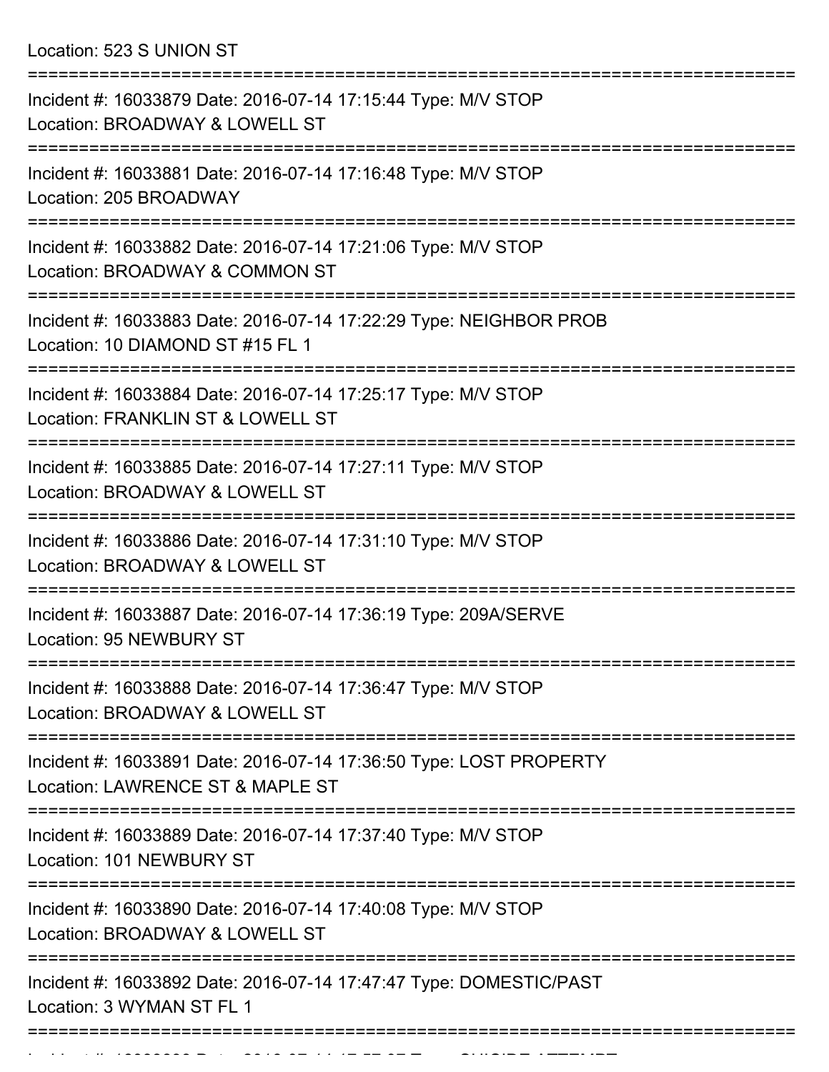Location: 523 S UNION ST

===========================================================================

Incident #: 16033879 Date: 2016-07-14 17:15:44 Type: M/V STOP
Location: BROADWAY & LOWELL ST

===========================================================================

Incident #: 16033881 Date: 2016-07-14 17:16:48 Type: M/V STOP
Location: 205 BROADWAY

===========================================================================

Incident #: 16033882 Date: 2016-07-14 17:21:06 Type: M/V STOP
Location: BROADWAY & COMMON ST

===========================================================================

Incident #: 16033883 Date: 2016-07-14 17:22:29 Type: NEIGHBOR PROB
Location: 10 DIAMOND ST #15 FL 1

===========================================================================

Incident #: 16033884 Date: 2016-07-14 17:25:17 Type: M/V STOP
Location: FRANKLIN ST & LOWELL ST

===========================================================================

Incident #: 16033885 Date: 2016-07-14 17:27:11 Type: M/V STOP
Location: BROADWAY & LOWELL ST

===========================================================================

Incident #: 16033886 Date: 2016-07-14 17:31:10 Type: M/V STOP
Location: BROADWAY & LOWELL ST

===========================================================================

Incident #: 16033887 Date: 2016-07-14 17:36:19 Type: 209A/SERVE
Location: 95 NEWBURY ST

===========================================================================

Incident #: 16033888 Date: 2016-07-14 17:36:47 Type: M/V STOP
Location: BROADWAY & LOWELL ST

===========================================================================

Incident #: 16033891 Date: 2016-07-14 17:36:50 Type: LOST PROPERTY
Location: LAWRENCE ST & MAPLE ST

===========================================================================

Incident #: 16033889 Date: 2016-07-14 17:37:40 Type: M/V STOP
Location: 101 NEWBURY ST

===========================================================================

Incident #: 16033890 Date: 2016-07-14 17:40:08 Type: M/V STOP
Location: BROADWAY & LOWELL ST

===========================================================================

Incident #: 16033892 Date: 2016-07-14 17:47:47 Type: DOMESTIC/PAST
Location: 3 WYMAN ST FL 1

===========================================================================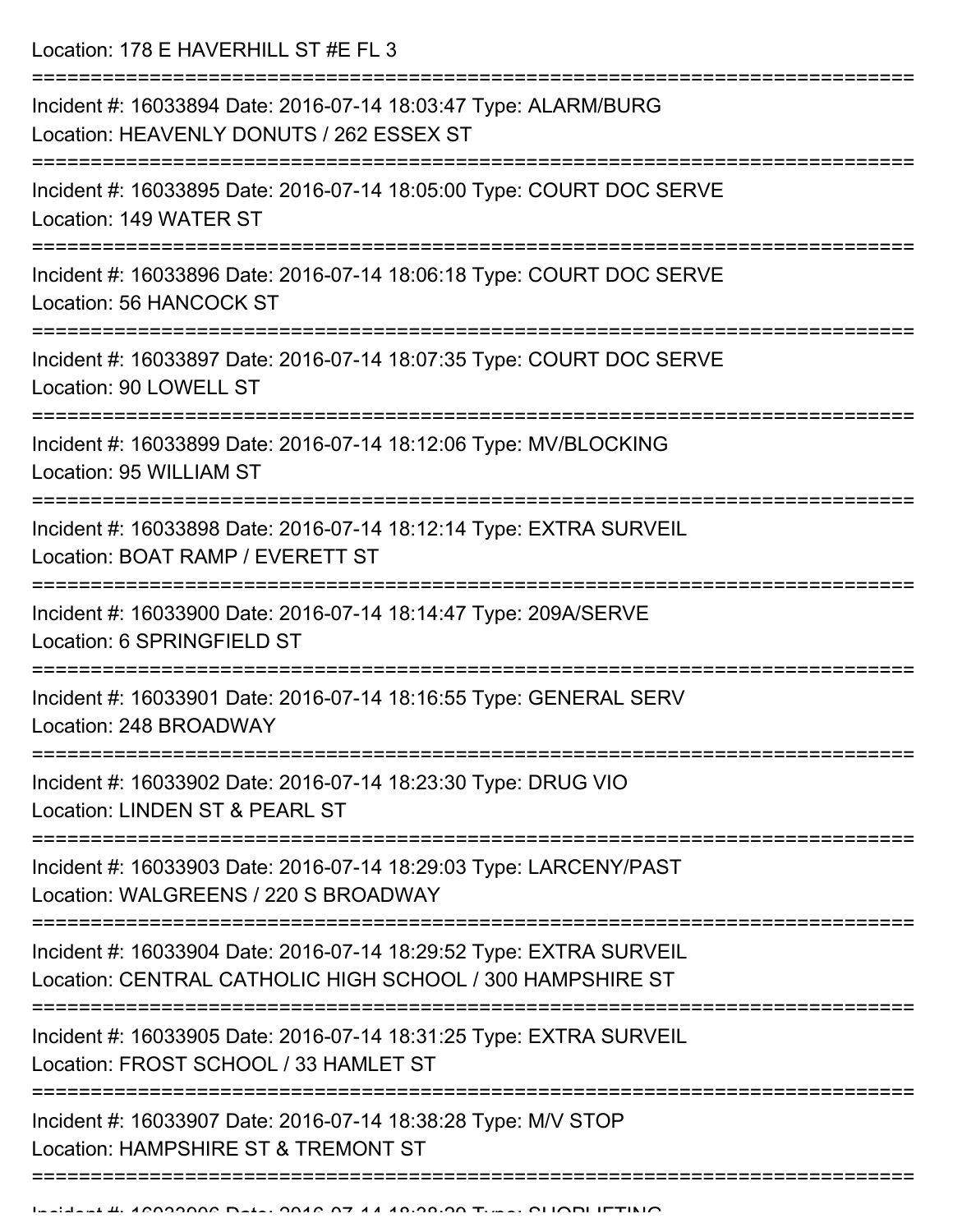Location: 178 E HAVERHILL ST #E FL 3

===========================================================================

Incident #: 16033894 Date: 2016-07-14 18:03:47 Type: ALARM/BURG
Location: HEAVENLY DONUTS / 262 ESSEX ST

===========================================================================

Incident #: 16033895 Date: 2016-07-14 18:05:00 Type: COURT DOC SERVE
Location: 149 WATER ST

===========================================================================

Incident #: 16033896 Date: 2016-07-14 18:06:18 Type: COURT DOC SERVE
Location: 56 HANCOCK ST

===========================================================================

Incident #: 16033897 Date: 2016-07-14 18:07:35 Type: COURT DOC SERVE
Location: 90 LOWELL ST

===========================================================================

Incident #: 16033899 Date: 2016-07-14 18:12:06 Type: MV/BLOCKING
Location: 95 WILLIAM ST

===========================================================================

Incident #: 16033898 Date: 2016-07-14 18:12:14 Type: EXTRA SURVEIL
Location: BOAT RAMP / EVERETT ST

===========================================================================

Incident #: 16033900 Date: 2016-07-14 18:14:47 Type: 209A/SERVE
Location: 6 SPRINGFIELD ST

===========================================================================

Incident #: 16033901 Date: 2016-07-14 18:16:55 Type: GENERAL SERV
Location: 248 BROADWAY

===========================================================================

Incident #: 16033902 Date: 2016-07-14 18:23:30 Type: DRUG VIO
Location: LINDEN ST & PEARL ST

===========================================================================

Incident #: 16033903 Date: 2016-07-14 18:29:03 Type: LARCENY/PAST
Location: WALGREENS / 220 S BROADWAY

===========================================================================

Incident #: 16033904 Date: 2016-07-14 18:29:52 Type: EXTRA SURVEIL
Location: CENTRAL CATHOLIC HIGH SCHOOL / 300 HAMPSHIRE ST

===========================================================================

Incident #: 16033905 Date: 2016-07-14 18:31:25 Type: EXTRA SURVEIL
Location: FROST SCHOOL / 33 HAMLET ST

===========================================================================

Incident #: 16033907 Date: 2016-07-14 18:38:28 Type: M/V STOP
Location: HAMPSHIRE ST & TREMONT ST

===========================================================================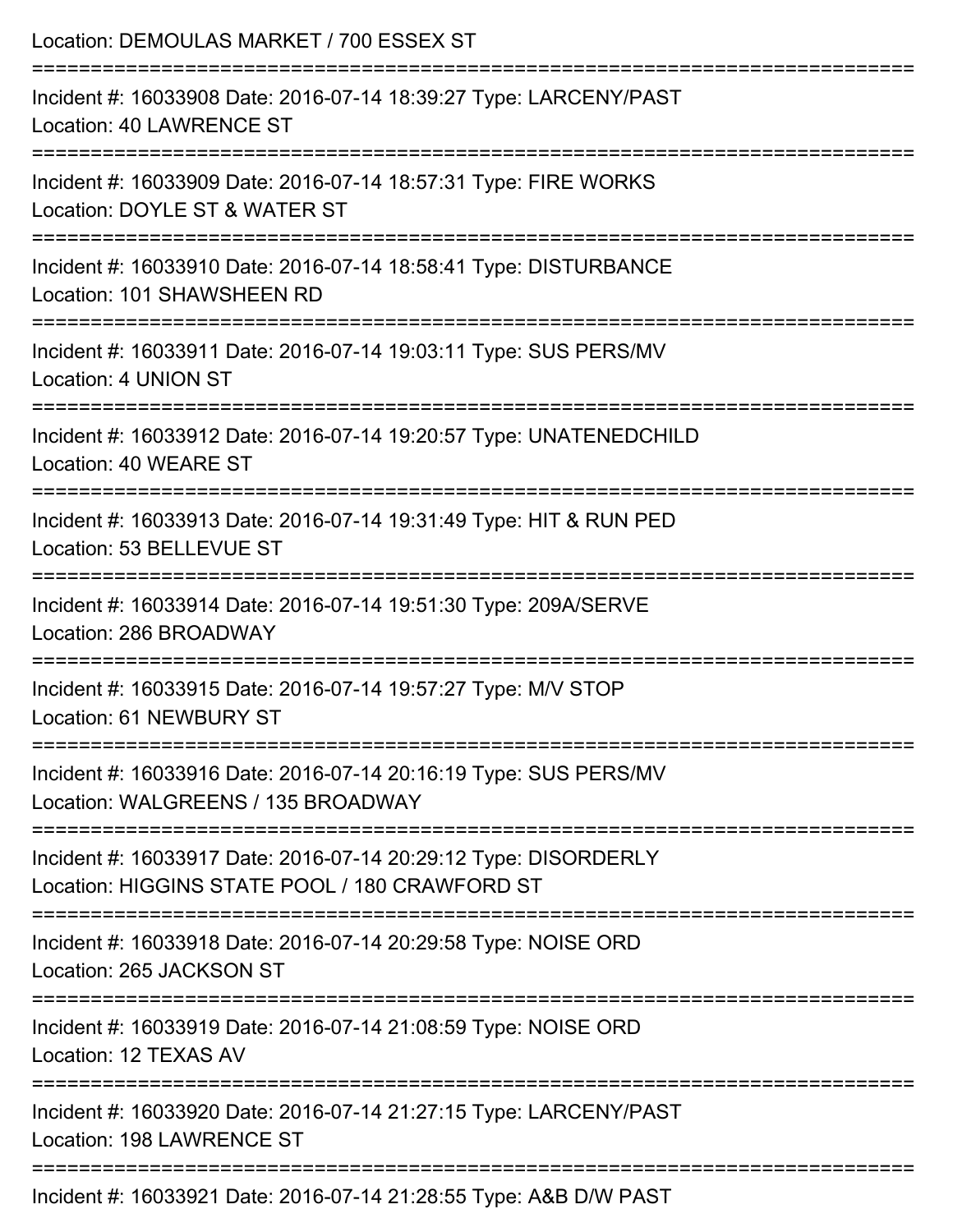Location: DEMOULAS MARKET / 700 ESSEX ST

===========================================================================

Incident #: 16033908 Date: 2016-07-14 18:39:27 Type: LARCENY/PAST
Location: 40 LAWRENCE ST

===========================================================================

Incident #: 16033909 Date: 2016-07-14 18:57:31 Type: FIRE WORKS
Location: DOYLE ST & WATER ST

===========================================================================

Incident #: 16033910 Date: 2016-07-14 18:58:41 Type: DISTURBANCE
Location: 101 SHAWSHEEN RD

===========================================================================

Incident #: 16033911 Date: 2016-07-14 19:03:11 Type: SUS PERS/MV
Location: 4 UNION ST

===========================================================================

Incident #: 16033912 Date: 2016-07-14 19:20:57 Type: UNATENEDCHILD
Location: 40 WEARE ST

===========================================================================

Incident #: 16033913 Date: 2016-07-14 19:31:49 Type: HIT & RUN PED
Location: 53 BELLEVUE ST

===========================================================================

Incident #: 16033914 Date: 2016-07-14 19:51:30 Type: 209A/SERVE
Location: 286 BROADWAY

===========================================================================

Incident #: 16033915 Date: 2016-07-14 19:57:27 Type: M/V STOP
Location: 61 NEWBURY ST

===========================================================================

Incident #: 16033916 Date: 2016-07-14 20:16:19 Type: SUS PERS/MV
Location: WALGREENS / 135 BROADWAY

===========================================================================

Incident #: 16033917 Date: 2016-07-14 20:29:12 Type: DISORDERLY
Location: HIGGINS STATE POOL / 180 CRAWFORD ST

===========================================================================

Incident #: 16033918 Date: 2016-07-14 20:29:58 Type: NOISE ORD
Location: 265 JACKSON ST

===========================================================================

Incident #: 16033919 Date: 2016-07-14 21:08:59 Type: NOISE ORD
Location: 12 TEXAS AV

===========================================================================

Incident #: 16033920 Date: 2016-07-14 21:27:15 Type: LARCENY/PAST
Location: 198 LAWRENCE ST

===========================================================================

Incident #: 16033921 Date: 2016-07-14 21:28:55 Type: A&B D/W PAST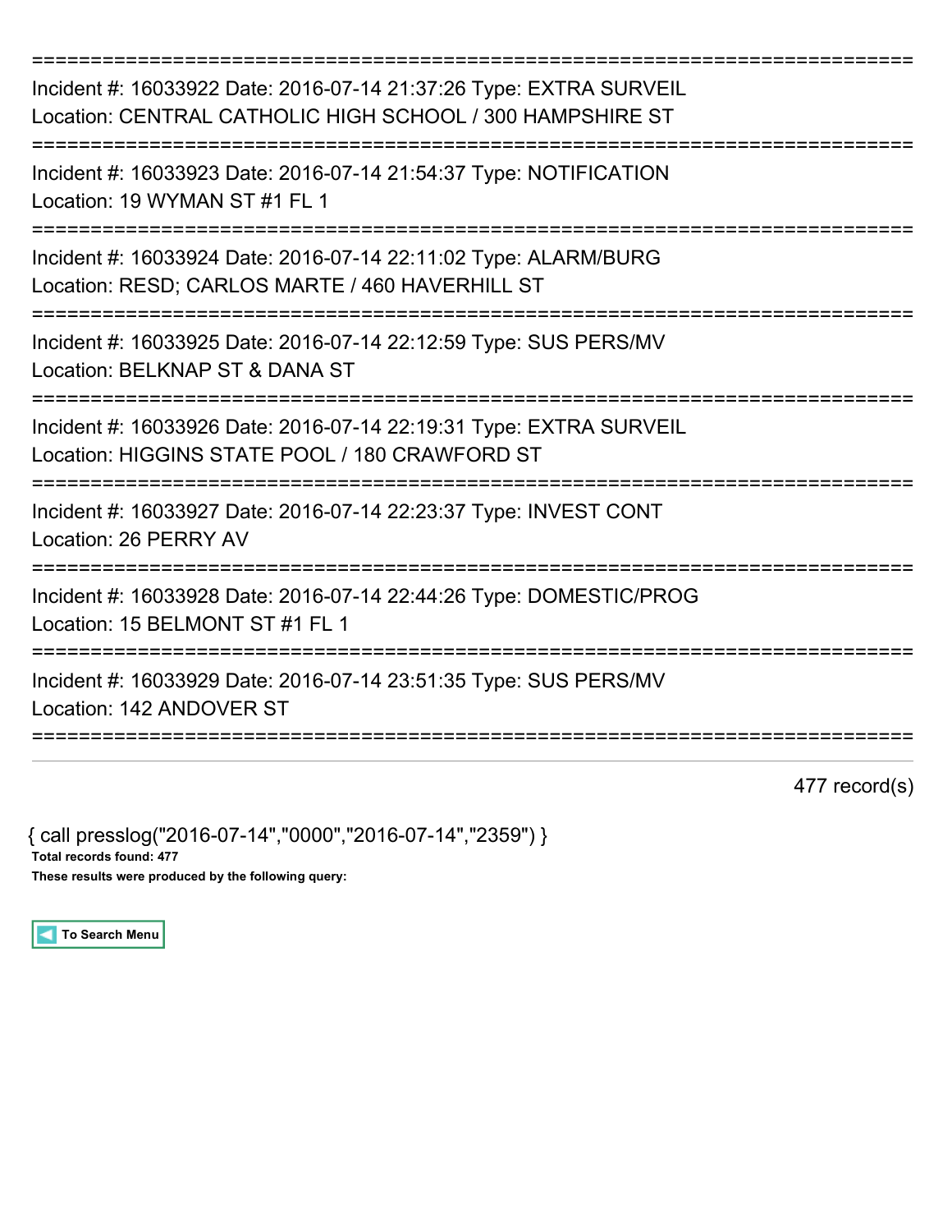===========================================================================

Incident #: 16033922 Date: 2016-07-14 21:37:26 Type: EXTRA SURVEIL
Location: CENTRAL CATHOLIC HIGH SCHOOL / 300 HAMPSHIRE ST

===========================================================================

Incident #: 16033923 Date: 2016-07-14 21:54:37 Type: NOTIFICATION
Location: 19 WYMAN ST #1 FL 1

===========================================================================

Incident #: 16033924 Date: 2016-07-14 22:11:02 Type: ALARM/BURG
Location: RESD; CARLOS MARTE / 460 HAVERHILL ST

===========================================================================

Incident #: 16033925 Date: 2016-07-14 22:12:59 Type: SUS PERS/MV
Location: BELKNAP ST & DANA ST

===========================================================================

Incident #: 16033926 Date: 2016-07-14 22:19:31 Type: EXTRA SURVEIL
Location: HIGGINS STATE POOL / 180 CRAWFORD ST

===========================================================================

Incident #: 16033927 Date: 2016-07-14 22:23:37 Type: INVEST CONT
Location: 26 PERRY AV

===========================================================================

Incident #: 16033928 Date: 2016-07-14 22:44:26 Type: DOMESTIC/PROG
Location: 15 BELMONT ST #1 FL 1

===========================================================================

Incident #: 16033929 Date: 2016-07-14 23:51:35 Type: SUS PERS/MV
Location: 142 ANDOVER ST

===========================================================================

477 record(s)

{ call presslog("2016-07-14","0000","2016-07-14","2359") }

**Total records found: 477**

**These results were produced by the following query:**

To Search Menu